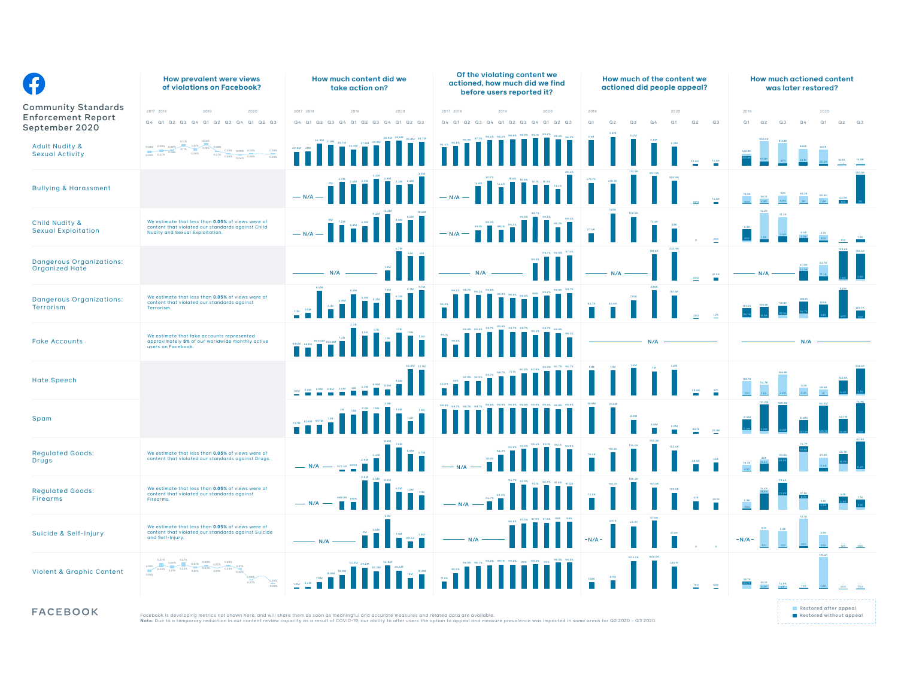# Community Standards Enforcement Report September 2020

| Policy area | How prevalent were views of violations on Facebook? | How much content did we take action on? | Of the violating content we actioned, how much did we find before users reported it? | How much of the content we actioned did people appeal? | How much actioned content was later restored? |
|---|---|---|---|---|---|
| Adult Nudity & Sexual Activity | | | | | |
| Bullying & Harassment | | N/A | N/A | | |
| Child Nudity & Sexual Exploitation | We estimate that less than **0.05%** of views were of content that violated our standards against Child Nudity and Sexual Exploitation. | N/A | N/A | | |
| Dangerous Organizations: Organized Hate | | N/A | N/A | N/A | N/A |
| Dangerous Organizations: Terrorism | We estimate that less than **0.05%** of views were of content that violated our standards against Terrorism. | | | | |
| Fake Accounts | We estimate that fake accounts represented approximately **5%** of our worldwide monthly active users on Facebook. | | | N/A | N/A |
| Hate Speech | | | | | |
| Spam | | | | | |
| Regulated Goods: Drugs | We estimate that less than **0.05%** of views were of content that violated our standards against Drugs. | N/A | N/A | | |
| Regulated Goods: Firearms | We estimate that less than **0.05%** of views were of content that violated our standards against Firearms. | N/A | N/A | | |
| Suicide & Self-Injury | We estimate that less than **0.05%** of views were of content that violated our standards against Suicide and Self-Injury. | N/A | N/A | N/A | N/A |
| Violent & Graphic Content | | | | | |

Legend: Restored after appeal; Restored without appeal

FACEBOOK

Facebook is developing metrics not shown here, and will share them as soon as meaningful and accurate measures and related data are available.
**Note:** Due to a temporary reduction in our content review capacity as a result of COVID-19, our ability to offer users the option to appeal and measure prevalence was impacted in some areas for Q2 2020 - Q3 2020.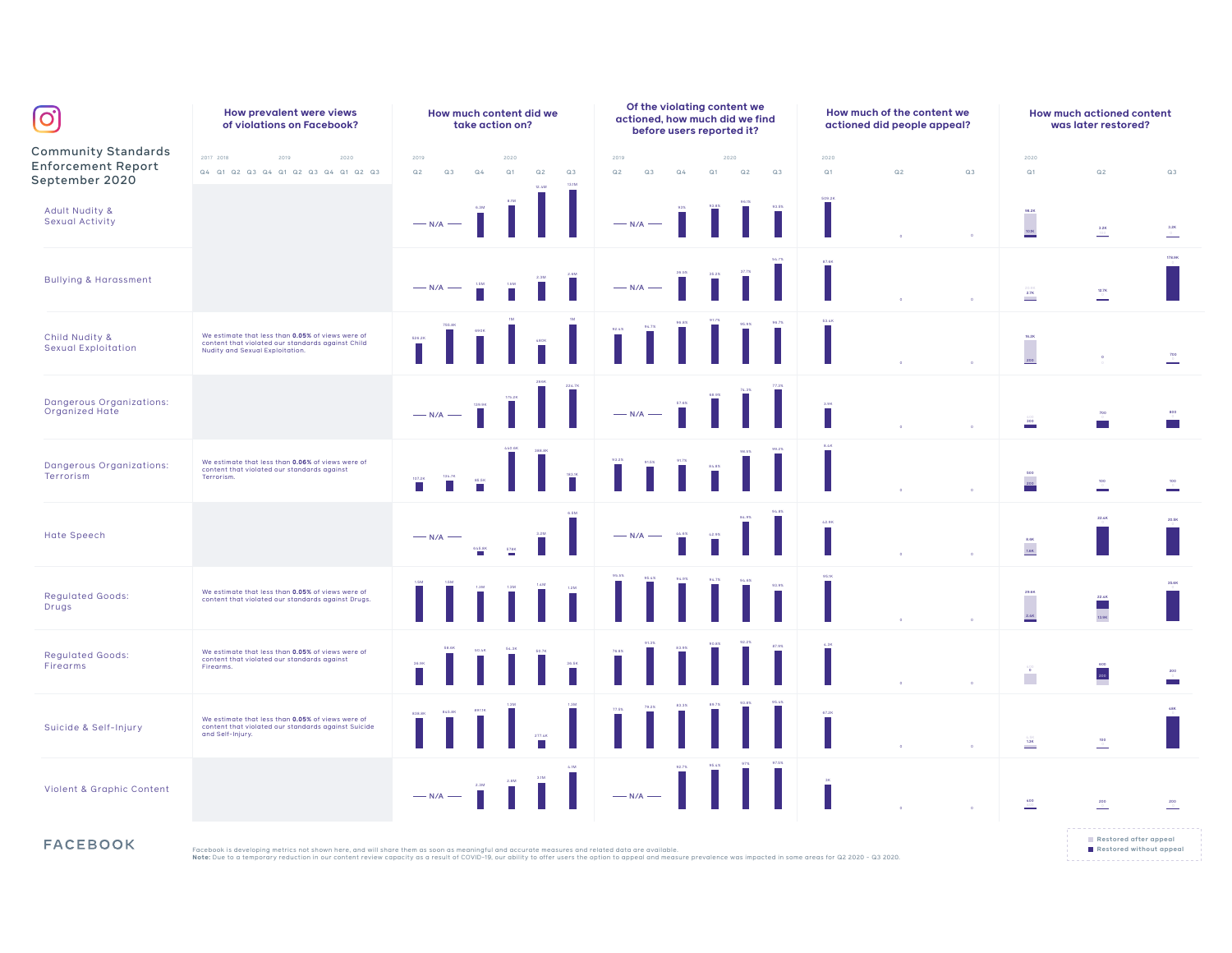Community Standards Enforcement Report September 2020

How prevalent were views of violations on Facebook?

How much content did we take action on?

Of the violating content we actioned, how much did we find before users reported it?

How much of the content we actioned did people appeal?

How much actioned content was later restored?

Adult Nudity & Sexual Activity

Bullying & Harassment

Child Nudity & Sexual Exploitation

We estimate that less than **0.05%** of views were of content that violated our standards against Child Nudity and Sexual Exploitation.

Dangerous Organizations: Organized Hate

Dangerous Organizations: Terrorism

We estimate that less than **0.06%** of views were of content that violated our standards against Terrorism.

Hate Speech

Regulated Goods: Drugs

We estimate that less than **0.05%** of views were of content that violated our standards against Drugs.

Regulated Goods: Firearms

We estimate that less than **0.05%** of views were of content that violated our standards against Firearms.

Suicide & Self-Injury

We estimate that less than **0.05%** of views were of content that violated our standards against Suicide and Self-Injury.

Violent & Graphic Content

Restored after appeal

Restored without appeal

FACEBOOK

Facebook is developing metrics not shown here, and will share them as soon as meaningful and accurate measures and related data are available.

**Note:** Due to a temporary reduction in our content review capacity as a result of COVID-19, our ability to offer users the option to appeal and measure prevalence was impacted in some areas for Q2 2020 - Q3 2020.